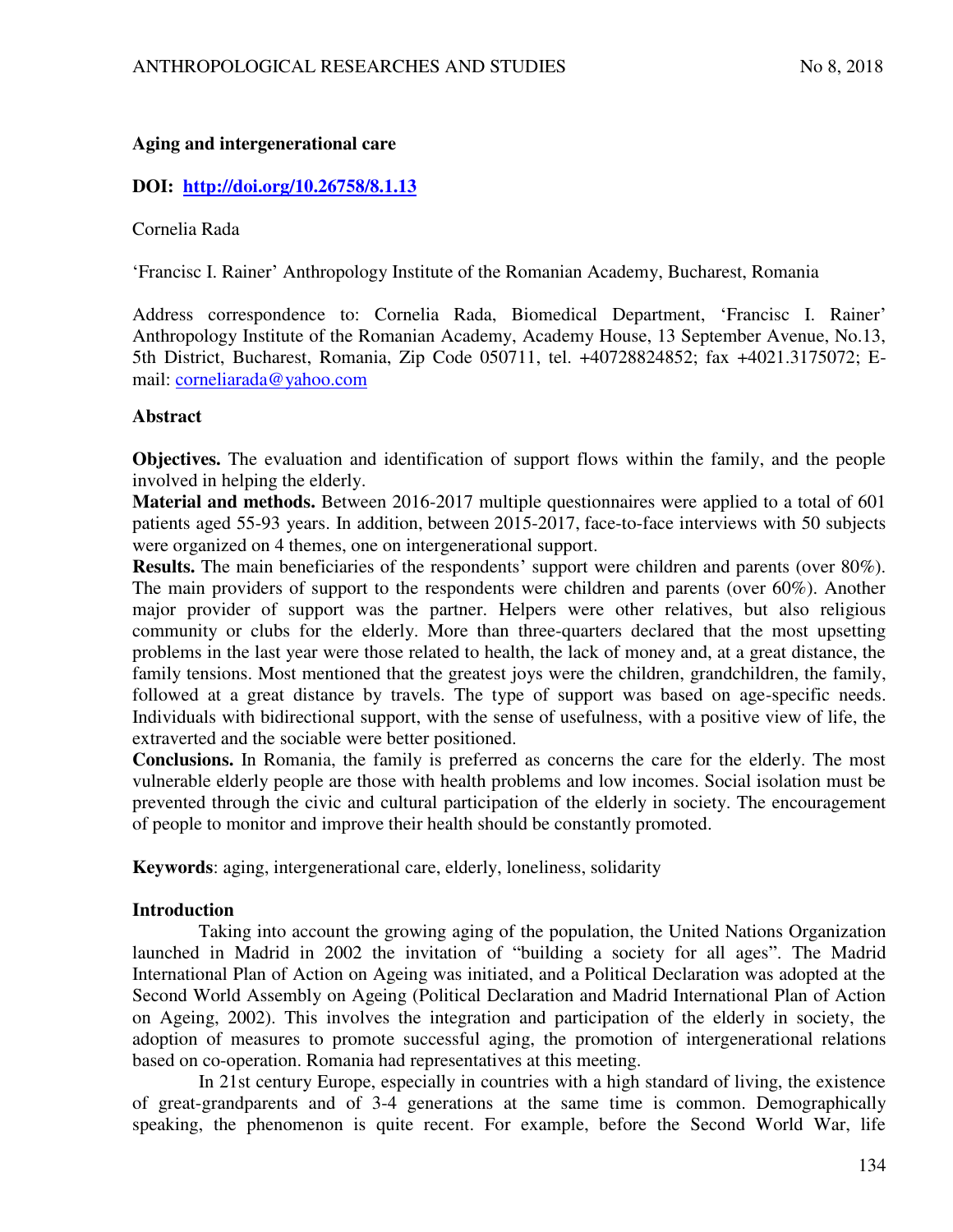**Aging and intergenerational care**

**DOI: [http://doi.org/10.26758/8.1.13](http://doi.org/10.26758/8.1.13)**

Cornelia Rada

'Francisc I. Rainer' Anthropology Institute of the Romanian Academy, Bucharest, Romania

Address correspondence to: Cornelia Rada, Biomedical Department, 'Francisc I. Rainer' Anthropology Institute of the Romanian Academy, Academy House, 13 September Avenue, No.13, 5th District, Bucharest, Romania, Zip Code 050711, tel. +40728824852; fax +4021.3175072; E-mail: corneliarada@yahoo.com

## Abstract

**Objectives.** The evaluation and identification of support flows within the family, and the people involved in helping the elderly.

**Material and methods.** Between 2016-2017 multiple questionnaires were applied to a total of 601 patients aged 55-93 years. In addition, between 2015-2017, face-to-face interviews with 50 subjects were organized on 4 themes, one on intergenerational support.

**Results.** The main beneficiaries of the respondents' support were children and parents (over 80%). The main providers of support to the respondents were children and parents (over 60%). Another major provider of support was the partner. Helpers were other relatives, but also religious community or clubs for the elderly. More than three-quarters declared that the most upsetting problems in the last year were those related to health, the lack of money and, at a great distance, the family tensions. Most mentioned that the greatest joys were the children, grandchildren, the family, followed at a great distance by travels. The type of support was based on age-specific needs. Individuals with bidirectional support, with the sense of usefulness, with a positive view of life, the extraverted and the sociable were better positioned.

**Conclusions.** In Romania, the family is preferred as concerns the care for the elderly. The most vulnerable elderly people are those with health problems and low incomes. Social isolation must be prevented through the civic and cultural participation of the elderly in society. The encouragement of people to monitor and improve their health should be constantly promoted.

**Keywords**: aging, intergenerational care, elderly, loneliness, solidarity

## Introduction

Taking into account the growing aging of the population, the United Nations Organization launched in Madrid in 2002 the invitation of "building a society for all ages". The Madrid International Plan of Action on Ageing was initiated, and a Political Declaration was adopted at the Second World Assembly on Ageing (Political Declaration and Madrid International Plan of Action on Ageing, 2002). This involves the integration and participation of the elderly in society, the adoption of measures to promote successful aging, the promotion of intergenerational relations based on co-operation. Romania had representatives at this meeting.

In 21st century Europe, especially in countries with a high standard of living, the existence of great-grandparents and of 3-4 generations at the same time is common. Demographically speaking, the phenomenon is quite recent. For example, before the Second World War, life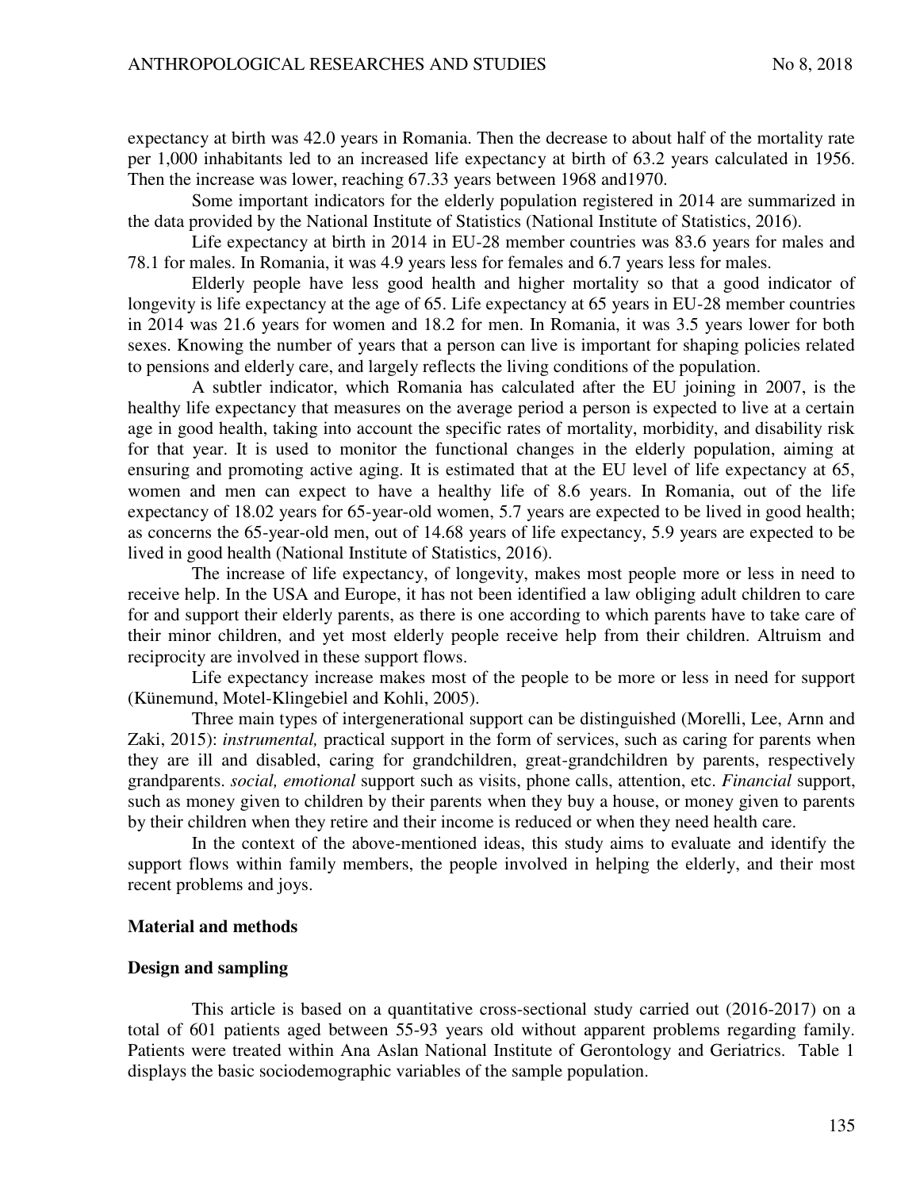expectancy at birth was 42.0 years in Romania. Then the decrease to about half of the mortality rate per 1,000 inhabitants led to an increased life expectancy at birth of 63.2 years calculated in 1956. Then the increase was lower, reaching 67.33 years between 1968 and1970.

Some important indicators for the elderly population registered in 2014 are summarized in the data provided by the National Institute of Statistics (National Institute of Statistics, 2016).

Life expectancy at birth in 2014 in EU-28 member countries was 83.6 years for males and 78.1 for males. In Romania, it was 4.9 years less for females and 6.7 years less for males.

Elderly people have less good health and higher mortality so that a good indicator of longevity is life expectancy at the age of 65. Life expectancy at 65 years in EU-28 member countries in 2014 was 21.6 years for women and 18.2 for men. In Romania, it was 3.5 years lower for both sexes. Knowing the number of years that a person can live is important for shaping policies related to pensions and elderly care, and largely reflects the living conditions of the population.

A subtler indicator, which Romania has calculated after the EU joining in 2007, is the healthy life expectancy that measures on the average period a person is expected to live at a certain age in good health, taking into account the specific rates of mortality, morbidity, and disability risk for that year. It is used to monitor the functional changes in the elderly population, aiming at ensuring and promoting active aging. It is estimated that at the EU level of life expectancy at 65, women and men can expect to have a healthy life of 8.6 years. In Romania, out of the life expectancy of 18.02 years for 65-year-old women, 5.7 years are expected to be lived in good health; as concerns the 65-year-old men, out of 14.68 years of life expectancy, 5.9 years are expected to be lived in good health (National Institute of Statistics, 2016).

The increase of life expectancy, of longevity, makes most people more or less in need to receive help. In the USA and Europe, it has not been identified a law obliging adult children to care for and support their elderly parents, as there is one according to which parents have to take care of their minor children, and yet most elderly people receive help from their children. Altruism and reciprocity are involved in these support flows.

Life expectancy increase makes most of the people to be more or less in need for support (Künemund, Motel-Klingebiel and Kohli, 2005).

Three main types of intergenerational support can be distinguished (Morelli, Lee, Arnn and Zaki, 2015): *instrumental,* practical support in the form of services, such as caring for parents when they are ill and disabled, caring for grandchildren, great-grandchildren by parents, respectively grandparents. *social, emotional* support such as visits, phone calls, attention, etc. *Financial* support, such as money given to children by their parents when they buy a house, or money given to parents by their children when they retire and their income is reduced or when they need health care.

In the context of the above-mentioned ideas, this study aims to evaluate and identify the support flows within family members, the people involved in helping the elderly, and their most recent problems and joys.

## Material and methods

### Design and sampling

This article is based on a quantitative cross-sectional study carried out (2016-2017) on a total of 601 patients aged between 55-93 years old without apparent problems regarding family. Patients were treated within Ana Aslan National Institute of Gerontology and Geriatrics. Table 1 displays the basic sociodemographic variables of the sample population.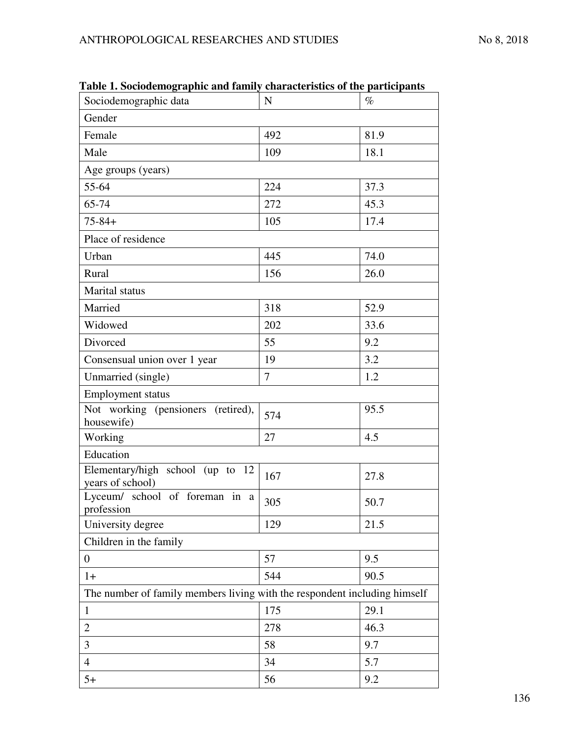**Table 1. Sociodemographic and family characteristics of the participants**

| Sociodemographic data | N | % |
|---|---|---|
| Gender | | |
| Female | 492 | 81.9 |
| Male | 109 | 18.1 |
| Age groups (years) | | |
| 55-64 | 224 | 37.3 |
| 65-74 | 272 | 45.3 |
| 75-84+ | 105 | 17.4 |
| Place of residence | | |
| Urban | 445 | 74.0 |
| Rural | 156 | 26.0 |
| Marital status | | |
| Married | 318 | 52.9 |
| Widowed | 202 | 33.6 |
| Divorced | 55 | 9.2 |
| Consensual union over 1 year | 19 | 3.2 |
| Unmarried (single) | 7 | 1.2 |
| Employment status | | |
| Not working (pensioners (retired), housewife) | 574 | 95.5 |
| Working | 27 | 4.5 |
| Education | | |
| Elementary/high school (up to 12 years of school) | 167 | 27.8 |
| Lyceum/ school of foreman in a profession | 305 | 50.7 |
| University degree | 129 | 21.5 |
| Children in the family | | |
| 0 | 57 | 9.5 |
| 1+ | 544 | 90.5 |
| The number of family members living with the respondent including himself | | |
| 1 | 175 | 29.1 |
| 2 | 278 | 46.3 |
| 3 | 58 | 9.7 |
| 4 | 34 | 5.7 |
| 5+ | 56 | 9.2 |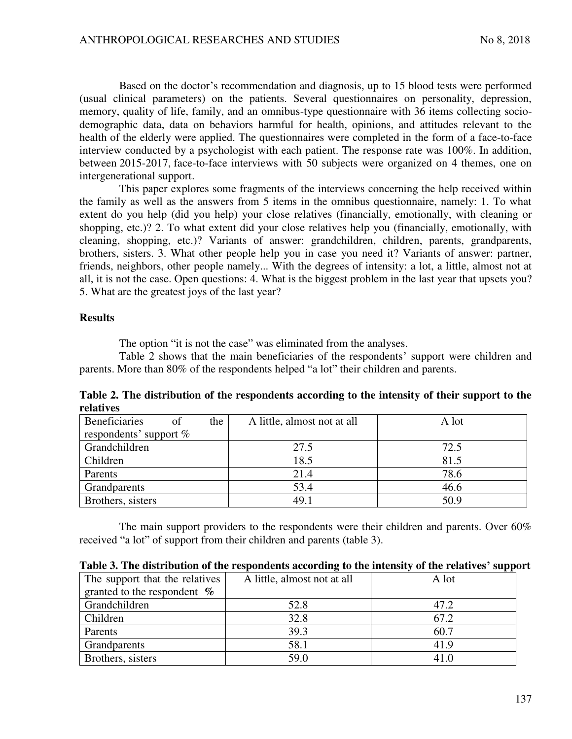Based on the doctor's recommendation and diagnosis, up to 15 blood tests were performed (usual clinical parameters) on the patients. Several questionnaires on personality, depression, memory, quality of life, family, and an omnibus-type questionnaire with 36 items collecting socio-demographic data, data on behaviors harmful for health, opinions, and attitudes relevant to the health of the elderly were applied. The questionnaires were completed in the form of a face-to-face interview conducted by a psychologist with each patient. The response rate was 100%. In addition, between 2015-2017, face-to-face interviews with 50 subjects were organized on 4 themes, one on intergenerational support.

This paper explores some fragments of the interviews concerning the help received within the family as well as the answers from 5 items in the omnibus questionnaire, namely: 1. To what extent do you help (did you help) your close relatives (financially, emotionally, with cleaning or shopping, etc.)? 2. To what extent did your close relatives help you (financially, emotionally, with cleaning, shopping, etc.)? Variants of answer: grandchildren, children, parents, grandparents, brothers, sisters. 3. What other people help you in case you need it? Variants of answer: partner, friends, neighbors, other people namely... With the degrees of intensity: a lot, a little, almost not at all, it is not the case. Open questions: 4. What is the biggest problem in the last year that upsets you? 5. What are the greatest joys of the last year?

**Results**

The option "it is not the case" was eliminated from the analyses.

Table 2 shows that the main beneficiaries of the respondents' support were children and parents. More than 80% of the respondents helped "a lot" their children and parents.

**Table 2. The distribution of the respondents according to the intensity of their support to the relatives**

| Beneficiaries of the respondents' support % | A little, almost not at all | A lot |
|---|---|---|
| Grandchildren | 27.5 | 72.5 |
| Children | 18.5 | 81.5 |
| Parents | 21.4 | 78.6 |
| Grandparents | 53.4 | 46.6 |
| Brothers, sisters | 49.1 | 50.9 |

The main support providers to the respondents were their children and parents. Over 60% received "a lot" of support from their children and parents (table 3).

**Table 3. The distribution of the respondents according to the intensity of the relatives' support**

| The support that the relatives granted to the respondent *%* | A little, almost not at all | A lot |
|---|---|---|
| Grandchildren | 52.8 | 47.2 |
| Children | 32.8 | 67.2 |
| Parents | 39.3 | 60.7 |
| Grandparents | 58.1 | 41.9 |
| Brothers, sisters | 59.0 | 41.0 |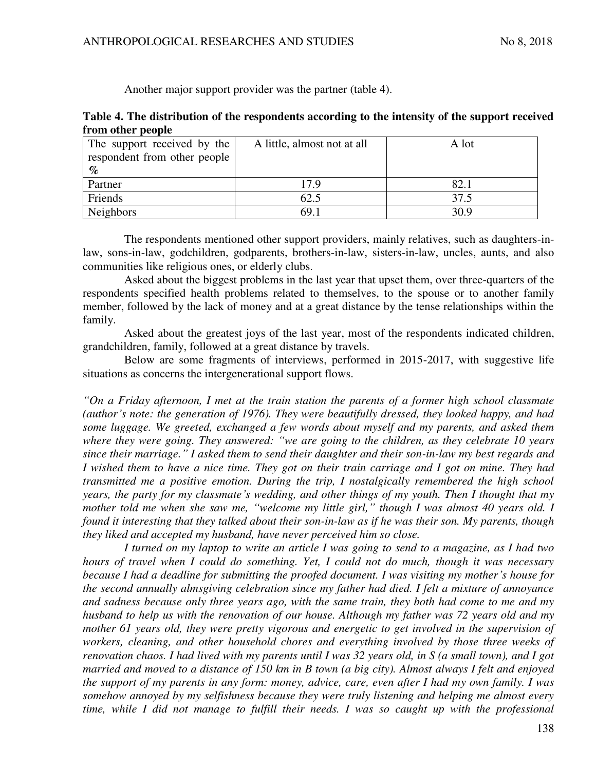Another major support provider was the partner (table 4).

**Table 4. The distribution of the respondents according to the intensity of the support received from other people**

| The support received by the respondent from other people % | A little, almost not at all | A lot |
|---|---|---|
| Partner | 17.9 | 82.1 |
| Friends | 62.5 | 37.5 |
| Neighbors | 69.1 | 30.9 |

The respondents mentioned other support providers, mainly relatives, such as daughters-in-law, sons-in-law, godchildren, godparents, brothers-in-law, sisters-in-law, uncles, aunts, and also communities like religious ones, or elderly clubs.

Asked about the biggest problems in the last year that upset them, over three-quarters of the respondents specified health problems related to themselves, to the spouse or to another family member, followed by the lack of money and at a great distance by the tense relationships within the family.

Asked about the greatest joys of the last year, most of the respondents indicated children, grandchildren, family, followed at a great distance by travels.

Below are some fragments of interviews, performed in 2015-2017, with suggestive life situations as concerns the intergenerational support flows.

*"On a Friday afternoon, I met at the train station the parents of a former high school classmate (author's note: the generation of 1976). They were beautifully dressed, they looked happy, and had some luggage. We greeted, exchanged a few words about myself and my parents, and asked them where they were going. They answered: "we are going to the children, as they celebrate 10 years since their marriage." I asked them to send their daughter and their son-in-law my best regards and I wished them to have a nice time. They got on their train carriage and I got on mine. They had transmitted me a positive emotion. During the trip, I nostalgically remembered the high school years, the party for my classmate's wedding, and other things of my youth. Then I thought that my mother told me when she saw me, "welcome my little girl," though I was almost 40 years old. I found it interesting that they talked about their son-in-law as if he was their son. My parents, though they liked and accepted my husband, have never perceived him so close.*

*I turned on my laptop to write an article I was going to send to a magazine, as I had two hours of travel when I could do something. Yet, I could not do much, though it was necessary because I had a deadline for submitting the proofed document. I was visiting my mother's house for the second annually almsgiving celebration since my father had died. I felt a mixture of annoyance and sadness because only three years ago, with the same train, they both had come to me and my husband to help us with the renovation of our house. Although my father was 72 years old and my mother 61 years old, they were pretty vigorous and energetic to get involved in the supervision of workers, cleaning, and other household chores and everything involved by those three weeks of renovation chaos. I had lived with my parents until I was 32 years old, in S (a small town), and I got married and moved to a distance of 150 km in B town (a big city). Almost always I felt and enjoyed the support of my parents in any form: money, advice, care, even after I had my own family. I was somehow annoyed by my selfishness because they were truly listening and helping me almost every time, while I did not manage to fulfill their needs. I was so caught up with the professional*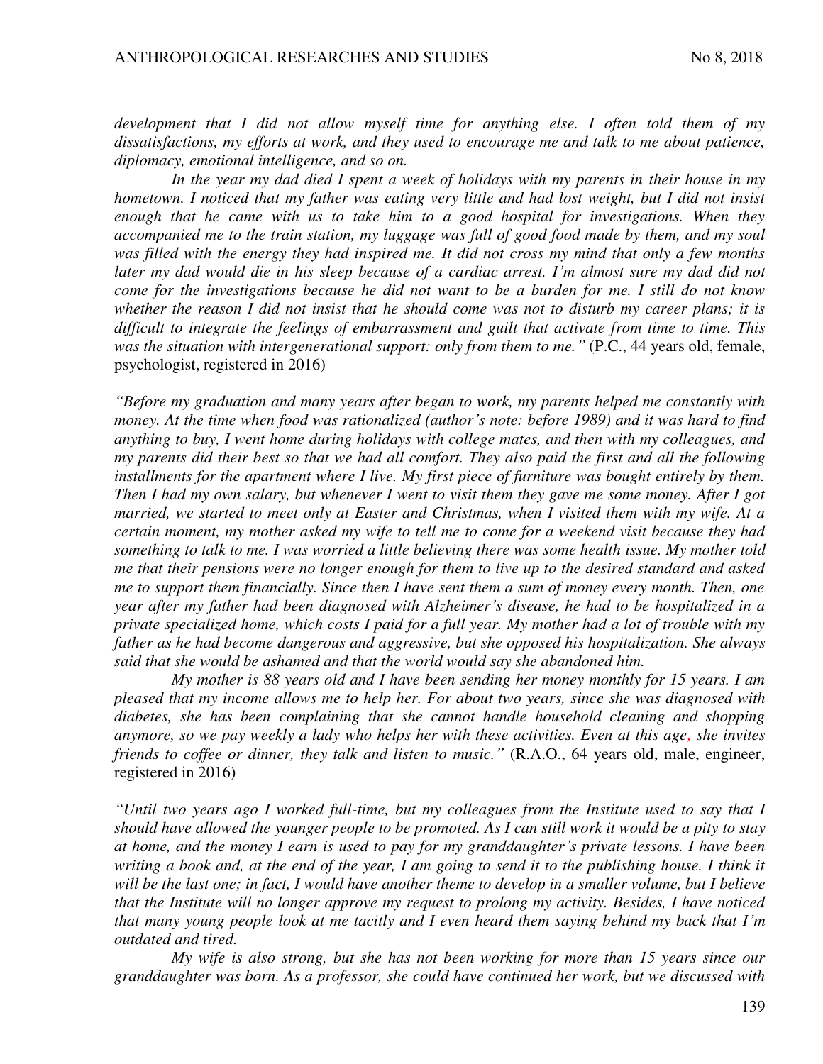*development that I did not allow myself time for anything else. I often told them of my dissatisfactions, my efforts at work, and they used to encourage me and talk to me about patience, diplomacy, emotional intelligence, and so on.*

*In the year my dad died I spent a week of holidays with my parents in their house in my hometown. I noticed that my father was eating very little and had lost weight, but I did not insist enough that he came with us to take him to a good hospital for investigations. When they accompanied me to the train station, my luggage was full of good food made by them, and my soul was filled with the energy they had inspired me. It did not cross my mind that only a few months later my dad would die in his sleep because of a cardiac arrest. I'm almost sure my dad did not come for the investigations because he did not want to be a burden for me. I still do not know whether the reason I did not insist that he should come was not to disturb my career plans; it is difficult to integrate the feelings of embarrassment and guilt that activate from time to time. This was the situation with intergenerational support: only from them to me."* (P.C., 44 years old, female, psychologist, registered in 2016)

*"Before my graduation and many years after began to work, my parents helped me constantly with money. At the time when food was rationalized (author's note: before 1989) and it was hard to find anything to buy, I went home during holidays with college mates, and then with my colleagues, and my parents did their best so that we had all comfort. They also paid the first and all the following installments for the apartment where I live. My first piece of furniture was bought entirely by them. Then I had my own salary, but whenever I went to visit them they gave me some money. After I got married, we started to meet only at Easter and Christmas, when I visited them with my wife. At a certain moment, my mother asked my wife to tell me to come for a weekend visit because they had something to talk to me. I was worried a little believing there was some health issue. My mother told me that their pensions were no longer enough for them to live up to the desired standard and asked me to support them financially. Since then I have sent them a sum of money every month. Then, one year after my father had been diagnosed with Alzheimer's disease, he had to be hospitalized in a private specialized home, which costs I paid for a full year. My mother had a lot of trouble with my father as he had become dangerous and aggressive, but she opposed his hospitalization. She always said that she would be ashamed and that the world would say she abandoned him.*

*My mother is 88 years old and I have been sending her money monthly for 15 years. I am pleased that my income allows me to help her. For about two years, since she was diagnosed with diabetes, she has been complaining that she cannot handle household cleaning and shopping anymore, so we pay weekly a lady who helps her with these activities. Even at this age, she invites friends to coffee or dinner, they talk and listen to music."* (R.A.O., 64 years old, male, engineer, registered in 2016)

*"Until two years ago I worked full-time, but my colleagues from the Institute used to say that I should have allowed the younger people to be promoted. As I can still work it would be a pity to stay at home, and the money I earn is used to pay for my granddaughter's private lessons. I have been writing a book and, at the end of the year, I am going to send it to the publishing house. I think it will be the last one; in fact, I would have another theme to develop in a smaller volume, but I believe that the Institute will no longer approve my request to prolong my activity. Besides, I have noticed that many young people look at me tacitly and I even heard them saying behind my back that I'm outdated and tired.*

*My wife is also strong, but she has not been working for more than 15 years since our granddaughter was born. As a professor, she could have continued her work, but we discussed with*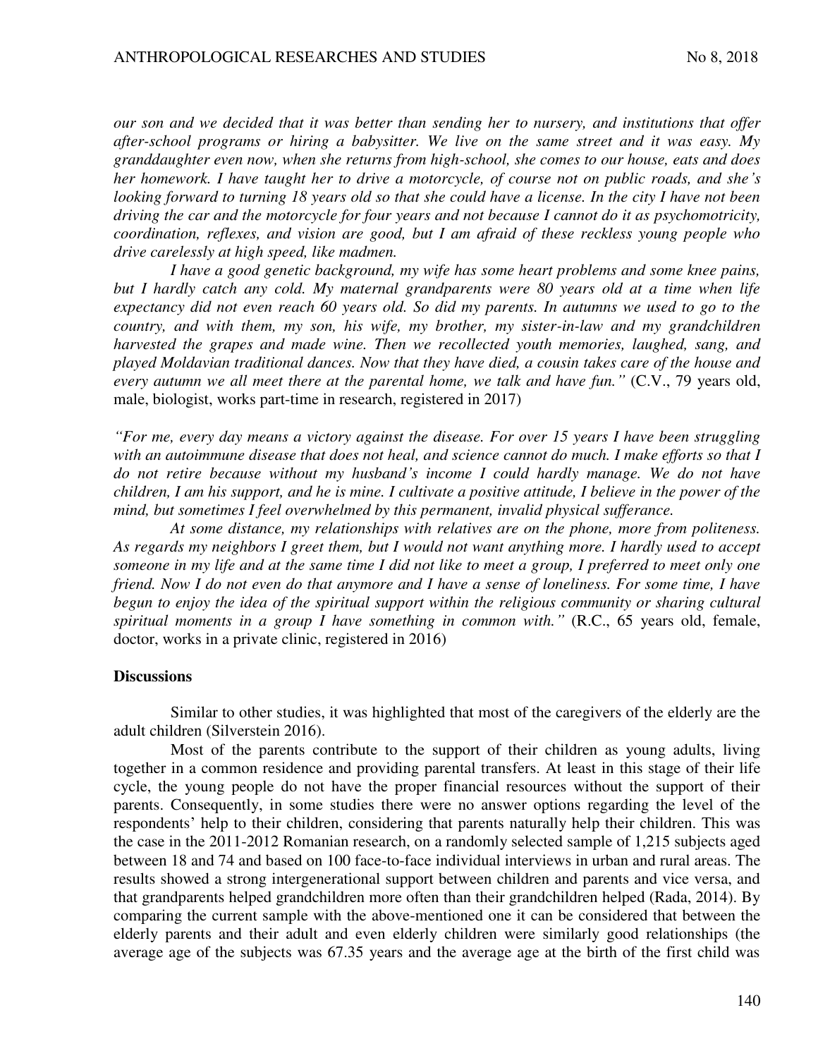*our son and we decided that it was better than sending her to nursery, and institutions that offer after-school programs or hiring a babysitter. We live on the same street and it was easy. My granddaughter even now, when she returns from high-school, she comes to our house, eats and does her homework. I have taught her to drive a motorcycle, of course not on public roads, and she's looking forward to turning 18 years old so that she could have a license. In the city I have not been driving the car and the motorcycle for four years and not because I cannot do it as psychomotricity, coordination, reflexes, and vision are good, but I am afraid of these reckless young people who drive carelessly at high speed, like madmen.*

*I have a good genetic background, my wife has some heart problems and some knee pains, but I hardly catch any cold. My maternal grandparents were 80 years old at a time when life expectancy did not even reach 60 years old. So did my parents. In autumns we used to go to the country, and with them, my son, his wife, my brother, my sister-in-law and my grandchildren harvested the grapes and made wine. Then we recollected youth memories, laughed, sang, and played Moldavian traditional dances. Now that they have died, a cousin takes care of the house and every autumn we all meet there at the parental home, we talk and have fun."* (C.V., 79 years old, male, biologist, works part-time in research, registered in 2017)

*"For me, every day means a victory against the disease. For over 15 years I have been struggling with an autoimmune disease that does not heal, and science cannot do much. I make efforts so that I do not retire because without my husband's income I could hardly manage. We do not have children, I am his support, and he is mine. I cultivate a positive attitude, I believe in the power of the mind, but sometimes I feel overwhelmed by this permanent, invalid physical sufferance.*

*At some distance, my relationships with relatives are on the phone, more from politeness. As regards my neighbors I greet them, but I would not want anything more. I hardly used to accept someone in my life and at the same time I did not like to meet a group, I preferred to meet only one friend. Now I do not even do that anymore and I have a sense of loneliness. For some time, I have begun to enjoy the idea of the spiritual support within the religious community or sharing cultural spiritual moments in a group I have something in common with."* (R.C., 65 years old, female, doctor, works in a private clinic, registered in 2016)

## Discussions

Similar to other studies, it was highlighted that most of the caregivers of the elderly are the adult children (Silverstein 2016).

Most of the parents contribute to the support of their children as young adults, living together in a common residence and providing parental transfers. At least in this stage of their life cycle, the young people do not have the proper financial resources without the support of their parents. Consequently, in some studies there were no answer options regarding the level of the respondents' help to their children, considering that parents naturally help their children. This was the case in the 2011-2012 Romanian research, on a randomly selected sample of 1,215 subjects aged between 18 and 74 and based on 100 face-to-face individual interviews in urban and rural areas. The results showed a strong intergenerational support between children and parents and vice versa, and that grandparents helped grandchildren more often than their grandchildren helped (Rada, 2014). By comparing the current sample with the above-mentioned one it can be considered that between the elderly parents and their adult and even elderly children were similarly good relationships (the average age of the subjects was 67.35 years and the average age at the birth of the first child was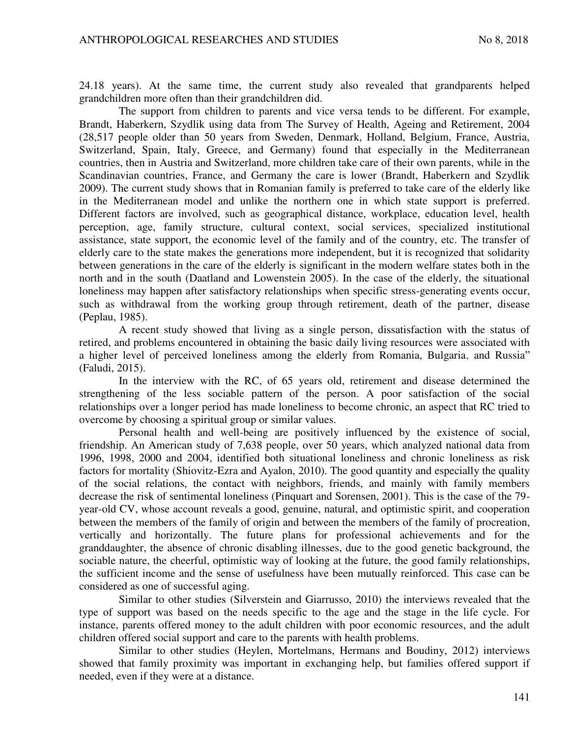24.18 years). At the same time, the current study also revealed that grandparents helped grandchildren more often than their grandchildren did.

The support from children to parents and vice versa tends to be different. For example, Brandt, Haberkern, Szydlik using data from The Survey of Health, Ageing and Retirement, 2004 (28,517 people older than 50 years from Sweden, Denmark, Holland, Belgium, France, Austria, Switzerland, Spain, Italy, Greece, and Germany) found that especially in the Mediterranean countries, then in Austria and Switzerland, more children take care of their own parents, while in the Scandinavian countries, France, and Germany the care is lower (Brandt, Haberkern and Szydlik 2009). The current study shows that in Romanian family is preferred to take care of the elderly like in the Mediterranean model and unlike the northern one in which state support is preferred. Different factors are involved, such as geographical distance, workplace, education level, health perception, age, family structure, cultural context, social services, specialized institutional assistance, state support, the economic level of the family and of the country, etc. The transfer of elderly care to the state makes the generations more independent, but it is recognized that solidarity between generations in the care of the elderly is significant in the modern welfare states both in the north and in the south (Daatland and Lowenstein 2005). In the case of the elderly, the situational loneliness may happen after satisfactory relationships when specific stress-generating events occur, such as withdrawal from the working group through retirement, death of the partner, disease (Peplau, 1985).

A recent study showed that living as a single person, dissatisfaction with the status of retired, and problems encountered in obtaining the basic daily living resources were associated with a higher level of perceived loneliness among the elderly from Romania, Bulgaria, and Russia" (Faludi, 2015).

In the interview with the RC, of 65 years old, retirement and disease determined the strengthening of the less sociable pattern of the person. A poor satisfaction of the social relationships over a longer period has made loneliness to become chronic, an aspect that RC tried to overcome by choosing a spiritual group or similar values.

Personal health and well-being are positively influenced by the existence of social, friendship. An American study of 7,638 people, over 50 years, which analyzed national data from 1996, 1998, 2000 and 2004, identified both situational loneliness and chronic loneliness as risk factors for mortality (Shiovitz-Ezra and Ayalon, 2010). The good quantity and especially the quality of the social relations, the contact with neighbors, friends, and mainly with family members decrease the risk of sentimental loneliness (Pinquart and Sorensen, 2001). This is the case of the 79-year-old CV, whose account reveals a good, genuine, natural, and optimistic spirit, and cooperation between the members of the family of origin and between the members of the family of procreation, vertically and horizontally. The future plans for professional achievements and for the granddaughter, the absence of chronic disabling illnesses, due to the good genetic background, the sociable nature, the cheerful, optimistic way of looking at the future, the good family relationships, the sufficient income and the sense of usefulness have been mutually reinforced. This case can be considered as one of successful aging.

Similar to other studies (Silverstein and Giarrusso, 2010) the interviews revealed that the type of support was based on the needs specific to the age and the stage in the life cycle. For instance, parents offered money to the adult children with poor economic resources, and the adult children offered social support and care to the parents with health problems.

Similar to other studies (Heylen, Mortelmans, Hermans and Boudiny, 2012) interviews showed that family proximity was important in exchanging help, but families offered support if needed, even if they were at a distance.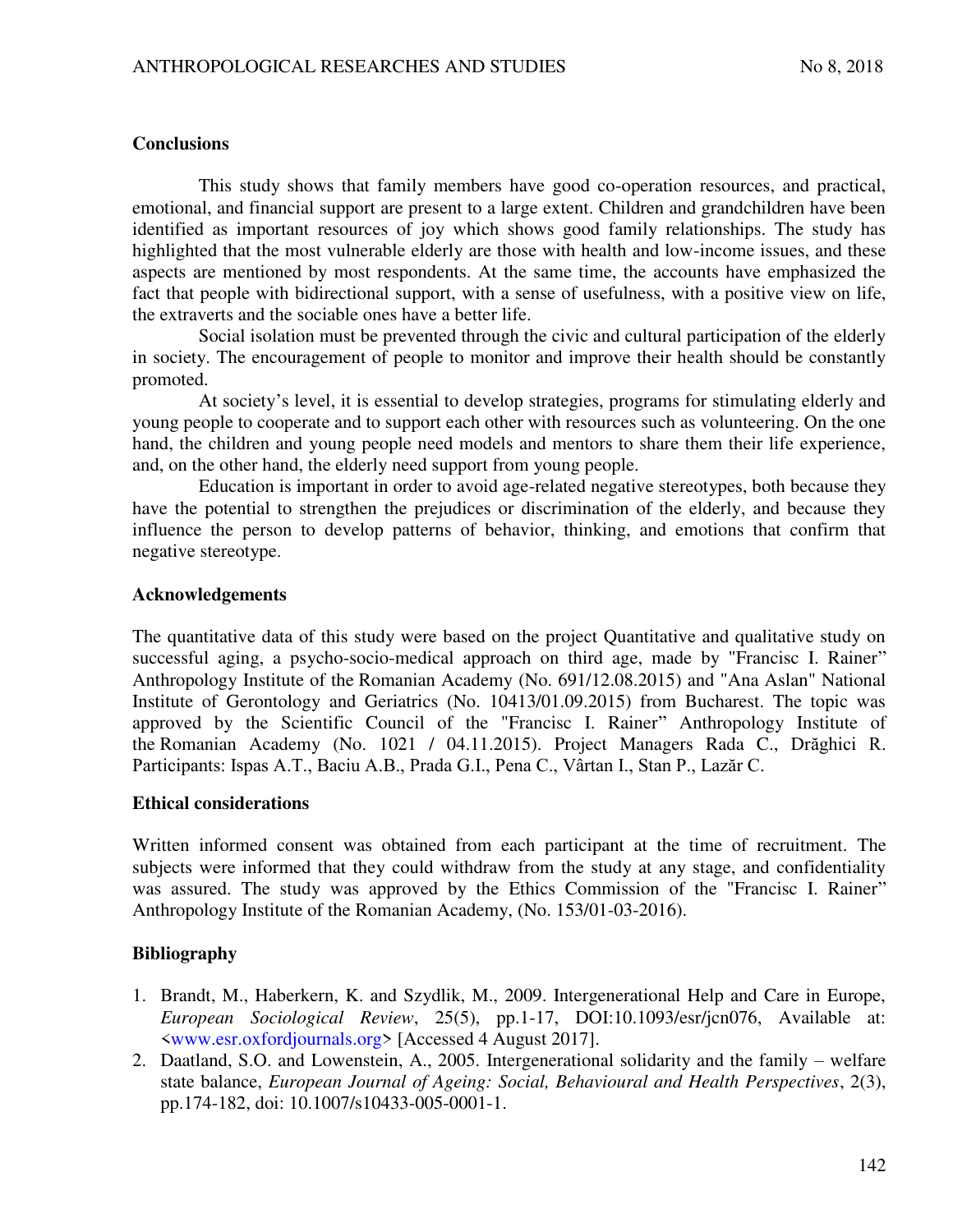## Conclusions

This study shows that family members have good co-operation resources, and practical, emotional, and financial support are present to a large extent. Children and grandchildren have been identified as important resources of joy which shows good family relationships. The study has highlighted that the most vulnerable elderly are those with health and low-income issues, and these aspects are mentioned by most respondents. At the same time, the accounts have emphasized the fact that people with bidirectional support, with a sense of usefulness, with a positive view on life, the extraverts and the sociable ones have a better life.

Social isolation must be prevented through the civic and cultural participation of the elderly in society. The encouragement of people to monitor and improve their health should be constantly promoted.

At society's level, it is essential to develop strategies, programs for stimulating elderly and young people to cooperate and to support each other with resources such as volunteering. On the one hand, the children and young people need models and mentors to share them their life experience, and, on the other hand, the elderly need support from young people.

Education is important in order to avoid age-related negative stereotypes, both because they have the potential to strengthen the prejudices or discrimination of the elderly, and because they influence the person to develop patterns of behavior, thinking, and emotions that confirm that negative stereotype.

## Acknowledgements

The quantitative data of this study were based on the project Quantitative and qualitative study on successful aging, a psycho-socio-medical approach on third age, made by "Francisc I. Rainer" Anthropology Institute of the Romanian Academy (No. 691/12.08.2015) and "Ana Aslan" National Institute of Gerontology and Geriatrics (No. 10413/01.09.2015) from Bucharest. The topic was approved by the Scientific Council of the "Francisc I. Rainer" Anthropology Institute of the Romanian Academy (No. 1021 / 04.11.2015). Project Managers Rada C., Drăghici R. Participants: Ispas A.T., Baciu A.B., Prada G.I., Pena C., Vârtan I., Stan P., Lazăr C.

## Ethical considerations

Written informed consent was obtained from each participant at the time of recruitment. The subjects were informed that they could withdraw from the study at any stage, and confidentiality was assured. The study was approved by the Ethics Commission of the "Francisc I. Rainer" Anthropology Institute of the Romanian Academy, (No. 153/01-03-2016).

## Bibliography

1. Brandt, M., Haberkern, K. and Szydlik, M., 2009. Intergenerational Help and Care in Europe, *European Sociological Review*, 25(5), pp.1-17, DOI:10.1093/esr/jcn076, Available at: <www.esr.oxfordjournals.org> [Accessed 4 August 2017].
2. Daatland, S.O. and Lowenstein, A., 2005. Intergenerational solidarity and the family – welfare state balance, *European Journal of Ageing: Social, Behavioural and Health Perspectives*, 2(3), pp.174-182, doi: 10.1007/s10433-005-0001-1.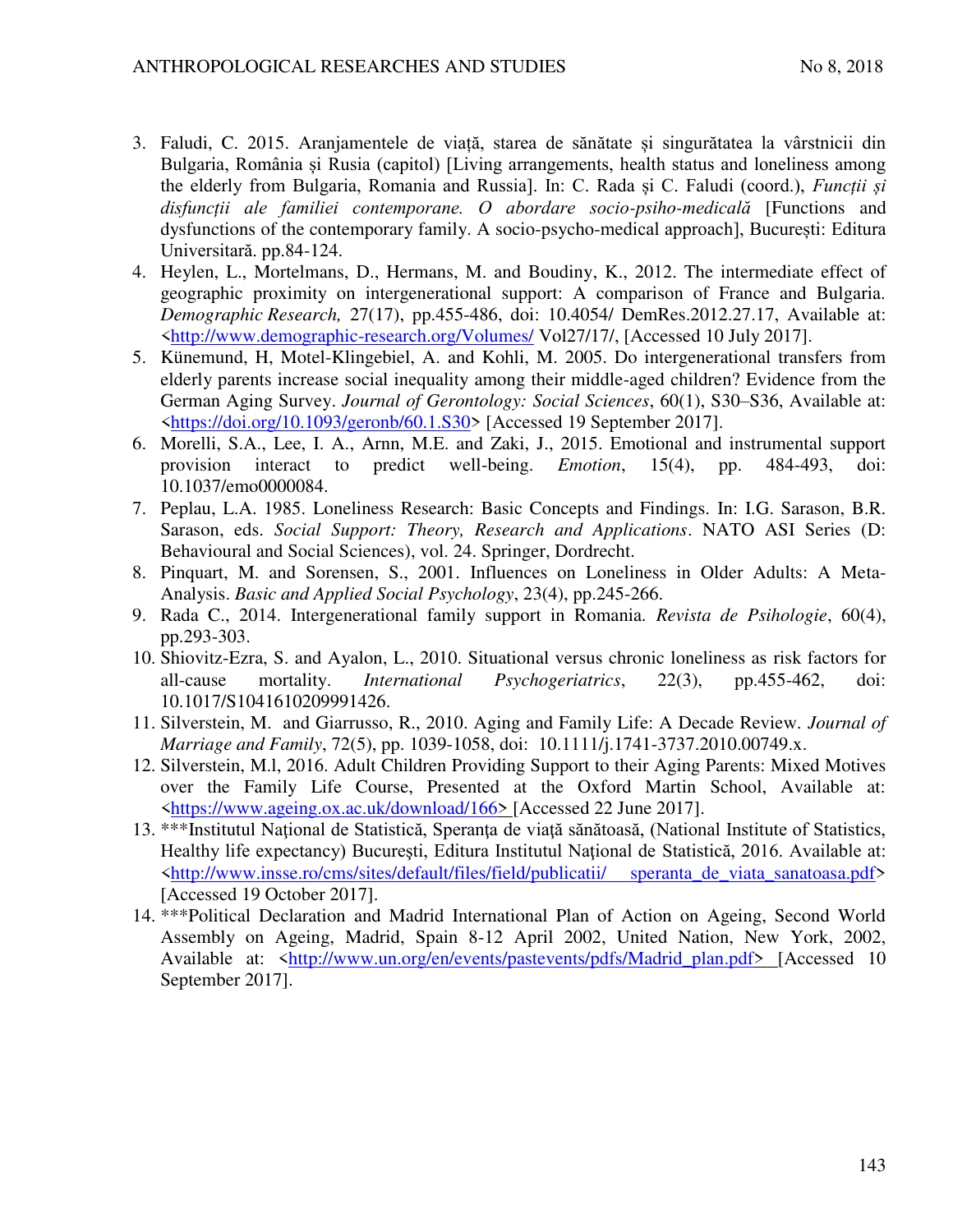3. Faludi, C. 2015. Aranjamentele de viață, starea de sănătate și singurătatea la vârstnicii din Bulgaria, România și Rusia (capitol) [Living arrangements, health status and loneliness among the elderly from Bulgaria, Romania and Russia]. In: C. Rada și C. Faludi (coord.), *Funcții și disfuncții ale familiei contemporane. O abordare socio-psiho-medicală* [Functions and dysfunctions of the contemporary family. A socio-psycho-medical approach], București: Editura Universitară. pp.84-124.
4. Heylen, L., Mortelmans, D., Hermans, M. and Boudiny, K., 2012. The intermediate effect of geographic proximity on intergenerational support: A comparison of France and Bulgaria. *Demographic Research,* 27(17), pp.455-486, doi: 10.4054/ DemRes.2012.27.17, Available at: <http://www.demographic-research.org/Volumes/ Vol27/17/, [Accessed 10 July 2017].
5. Künemund, H, Motel-Klingebiel, A. and Kohli, M. 2005. Do intergenerational transfers from elderly parents increase social inequality among their middle-aged children? Evidence from the German Aging Survey. *Journal of Gerontology: Social Sciences*, 60(1), S30–S36, Available at: <https://doi.org/10.1093/geronb/60.1.S30> [Accessed 19 September 2017].
6. Morelli, S.A., Lee, I. A., Arnn, M.E. and Zaki, J., 2015. Emotional and instrumental support provision interact to predict well-being. *Emotion*, 15(4), pp. 484-493, doi: 10.1037/emo0000084.
7. Peplau, L.A. 1985. Loneliness Research: Basic Concepts and Findings. In: I.G. Sarason, B.R. Sarason, eds. *Social Support: Theory, Research and Applications*. NATO ASI Series (D: Behavioural and Social Sciences), vol. 24. Springer, Dordrecht.
8. Pinquart, M. and Sorensen, S., 2001. Influences on Loneliness in Older Adults: A Meta-Analysis. *Basic and Applied Social Psychology*, 23(4), pp.245-266.
9. Rada C., 2014. Intergenerational family support in Romania. *Revista de Psihologie*, 60(4), pp.293-303.
10. Shiovitz-Ezra, S. and Ayalon, L., 2010. Situational versus chronic loneliness as risk factors for all-cause mortality. *International Psychogeriatrics*, 22(3), pp.455-462, doi: 10.1017/S1041610209991426.
11. Silverstein, M. and Giarrusso, R., 2010. Aging and Family Life: A Decade Review. *Journal of Marriage and Family*, 72(5), pp. 1039-1058, doi: 10.1111/j.1741-3737.2010.00749.x.
12. Silverstein, M.l, 2016. Adult Children Providing Support to their Aging Parents: Mixed Motives over the Family Life Course, Presented at the Oxford Martin School, Available at: <https://www.ageing.ox.ac.uk/download/166> [Accessed 22 June 2017].
13. ***Institutul Naţional de Statistică, Speranţa de viaţă sănătoasă, (National Institute of Statistics, Healthy life expectancy) Bucureşti, Editura Institutul Naţional de Statistică, 2016. Available at: <http://www.insse.ro/cms/sites/default/files/field/publicatii/ speranta_de_viata_sanatoasa.pdf> [Accessed 19 October 2017].
14. ***Political Declaration and Madrid International Plan of Action on Ageing, Second World Assembly on Ageing, Madrid, Spain 8-12 April 2002, United Nation, New York, 2002, Available at: <http://www.un.org/en/events/pastevents/pdfs/Madrid_plan.pdf> [Accessed 10 September 2017].